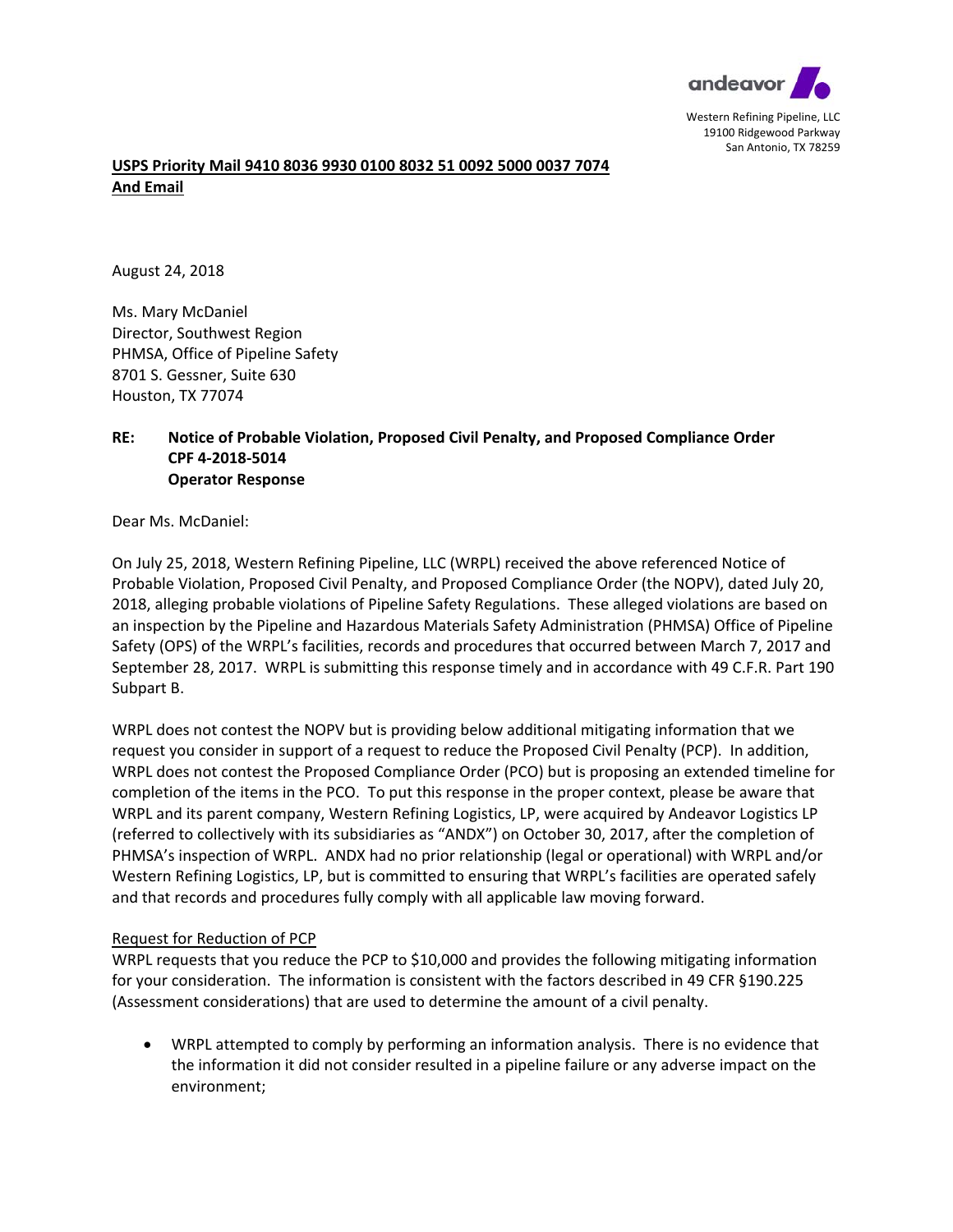andeavor

Western Refining Pipeline, LLC
19100 Ridgewood Parkway
San Antonio, TX 78259

**USPS Priority Mail 9410 8036 9930 0100 8032 51 0092 5000 0037 7074**
**And Email**

August 24, 2018

Ms. Mary McDaniel
Director, Southwest Region
PHMSA, Office of Pipeline Safety
8701 S. Gessner, Suite 630
Houston, TX 77074

**RE: Notice of Probable Violation, Proposed Civil Penalty, and Proposed Compliance Order**
**CPF 4-2018-5014**
**Operator Response**

Dear Ms. McDaniel:

On July 25, 2018, Western Refining Pipeline, LLC (WRPL) received the above referenced Notice of Probable Violation, Proposed Civil Penalty, and Proposed Compliance Order (the NOPV), dated July 20, 2018, alleging probable violations of Pipeline Safety Regulations. These alleged violations are based on an inspection by the Pipeline and Hazardous Materials Safety Administration (PHMSA) Office of Pipeline Safety (OPS) of the WRPL's facilities, records and procedures that occurred between March 7, 2017 and September 28, 2017. WRPL is submitting this response timely and in accordance with 49 C.F.R. Part 190 Subpart B.

WRPL does not contest the NOPV but is providing below additional mitigating information that we request you consider in support of a request to reduce the Proposed Civil Penalty (PCP). In addition, WRPL does not contest the Proposed Compliance Order (PCO) but is proposing an extended timeline for completion of the items in the PCO. To put this response in the proper context, please be aware that WRPL and its parent company, Western Refining Logistics, LP, were acquired by Andeavor Logistics LP (referred to collectively with its subsidiaries as "ANDX") on October 30, 2017, after the completion of PHMSA's inspection of WRPL. ANDX had no prior relationship (legal or operational) with WRPL and/or Western Refining Logistics, LP, but is committed to ensuring that WRPL's facilities are operated safely and that records and procedures fully comply with all applicable law moving forward.

Request for Reduction of PCP

WRPL requests that you reduce the PCP to $10,000 and provides the following mitigating information for your consideration. The information is consistent with the factors described in 49 CFR §190.225 (Assessment considerations) that are used to determine the amount of a civil penalty.

- WRPL attempted to comply by performing an information analysis. There is no evidence that the information it did not consider resulted in a pipeline failure or any adverse impact on the environment;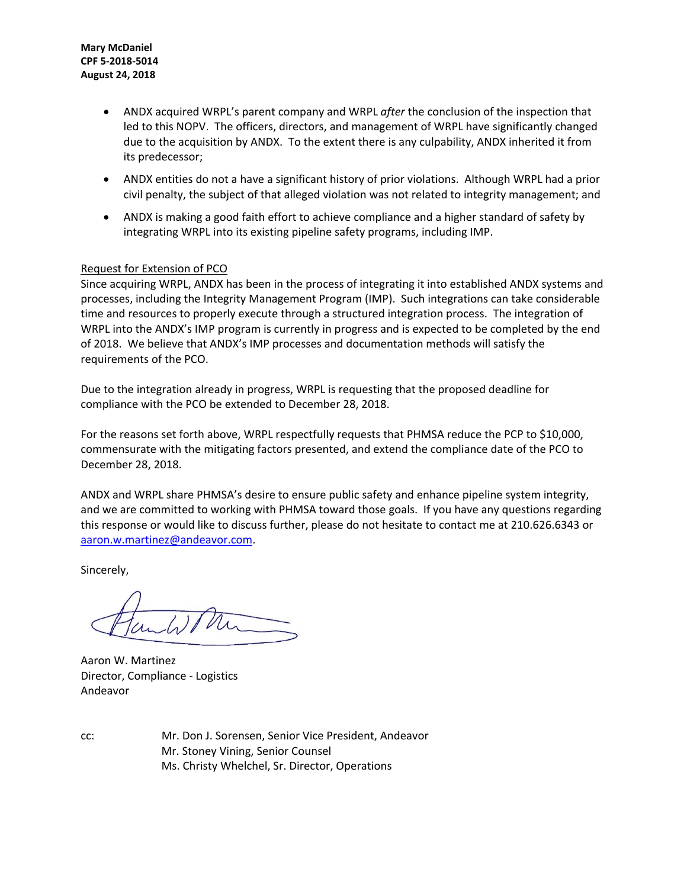- ANDX acquired WRPL's parent company and WRPL *after* the conclusion of the inspection that led to this NOPV. The officers, directors, and management of WRPL have significantly changed due to the acquisition by ANDX. To the extent there is any culpability, ANDX inherited it from its predecessor;
- ANDX entities do not a have a significant history of prior violations. Although WRPL had a prior civil penalty, the subject of that alleged violation was not related to integrity management; and
- ANDX is making a good faith effort to achieve compliance and a higher standard of safety by integrating WRPL into its existing pipeline safety programs, including IMP.

Request for Extension of PCO

Since acquiring WRPL, ANDX has been in the process of integrating it into established ANDX systems and processes, including the Integrity Management Program (IMP). Such integrations can take considerable time and resources to properly execute through a structured integration process. The integration of WRPL into the ANDX's IMP program is currently in progress and is expected to be completed by the end of 2018. We believe that ANDX's IMP processes and documentation methods will satisfy the requirements of the PCO.

Due to the integration already in progress, WRPL is requesting that the proposed deadline for compliance with the PCO be extended to December 28, 2018.

For the reasons set forth above, WRPL respectfully requests that PHMSA reduce the PCP to $10,000, commensurate with the mitigating factors presented, and extend the compliance date of the PCO to December 28, 2018.

ANDX and WRPL share PHMSA's desire to ensure public safety and enhance pipeline system integrity, and we are committed to working with PHMSA toward those goals. If you have any questions regarding this response or would like to discuss further, please do not hesitate to contact me at 210.626.6343 or aaron.w.martinez@andeavor.com.

Sincerely,

Aaron W. Martinez
Director, Compliance - Logistics
Andeavor

cc: Mr. Don J. Sorensen, Senior Vice President, Andeavor
Mr. Stoney Vining, Senior Counsel
Ms. Christy Whelchel, Sr. Director, Operations